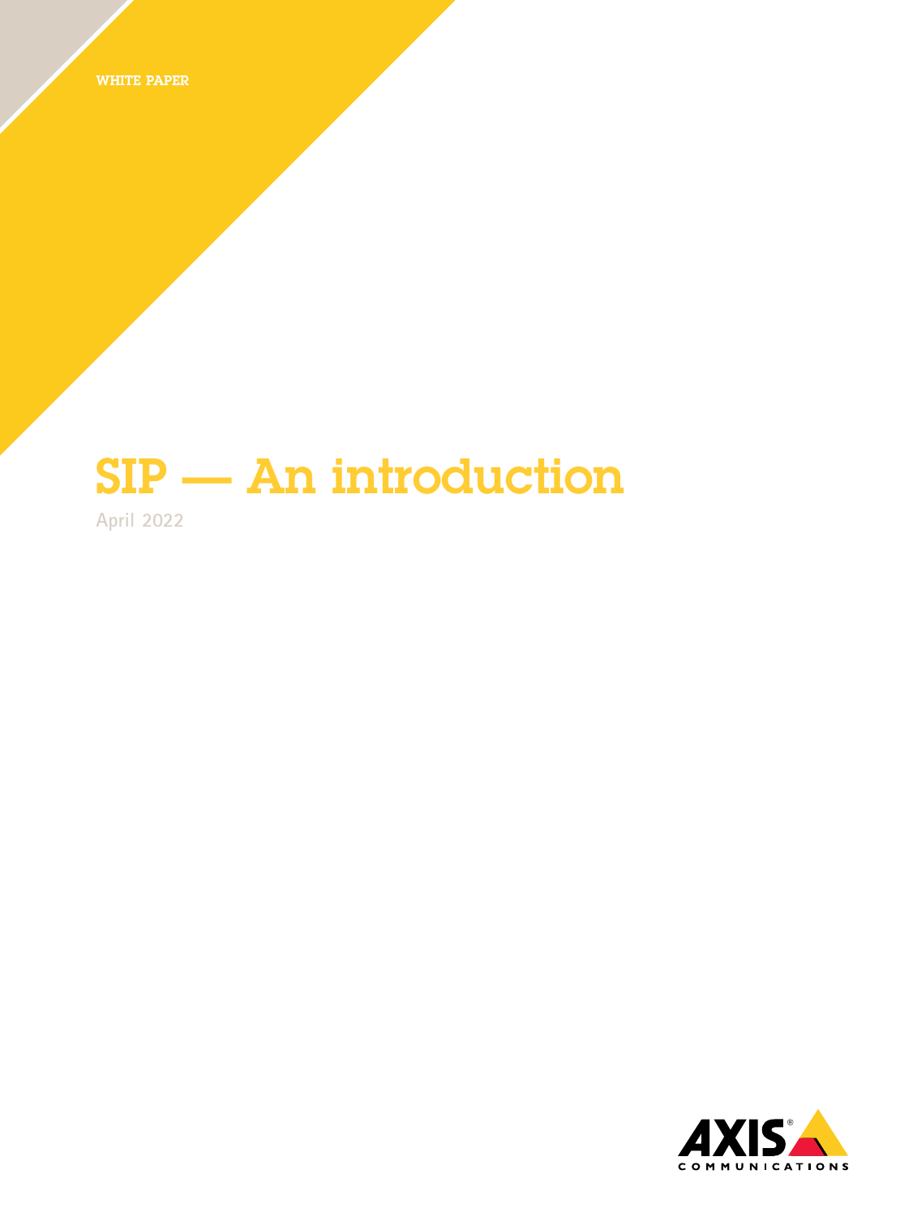WHITE PAPER

# SIP — An introduction

April 2022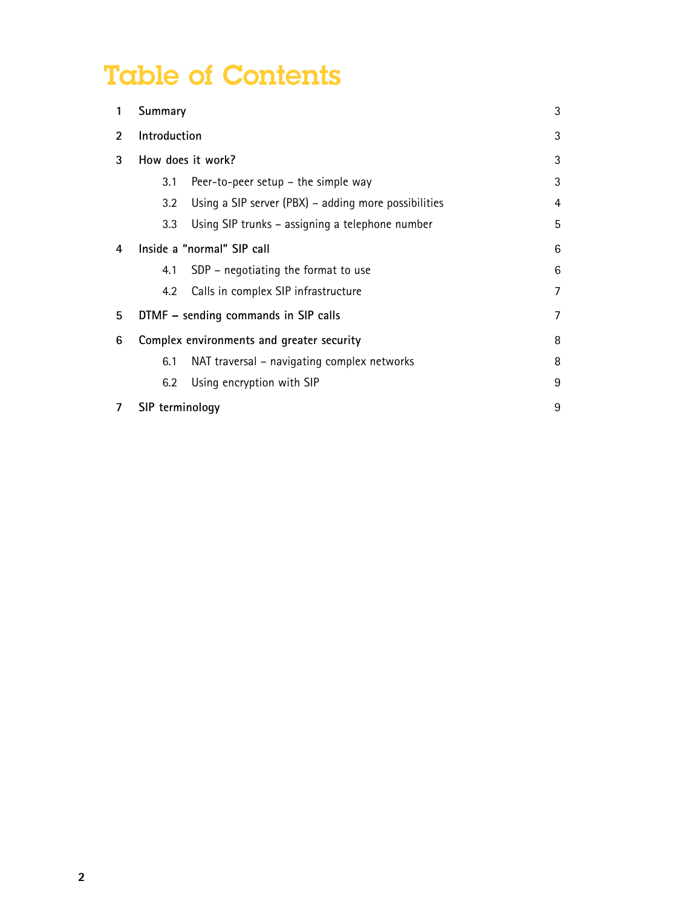# Table of Contents

| | | |
|---|---|---|
| 1 | Summary | 3 |
| 2 | Introduction | 3 |
| 3 | How does it work? | 3 |
| 3.1 | Peer-to-peer setup – the simple way | 3 |
| 3.2 | Using a SIP server (PBX) – adding more possibilities | 4 |
| 3.3 | Using SIP trunks – assigning a telephone number | 5 |
| 4 | Inside a "normal" SIP call | 6 |
| 4.1 | SDP – negotiating the format to use | 6 |
| 4.2 | Calls in complex SIP infrastructure | 7 |
| 5 | DTMF – sending commands in SIP calls | 7 |
| 6 | Complex environments and greater security | 8 |
| 6.1 | NAT traversal – navigating complex networks | 8 |
| 6.2 | Using encryption with SIP | 9 |
| 7 | SIP terminology | 9 |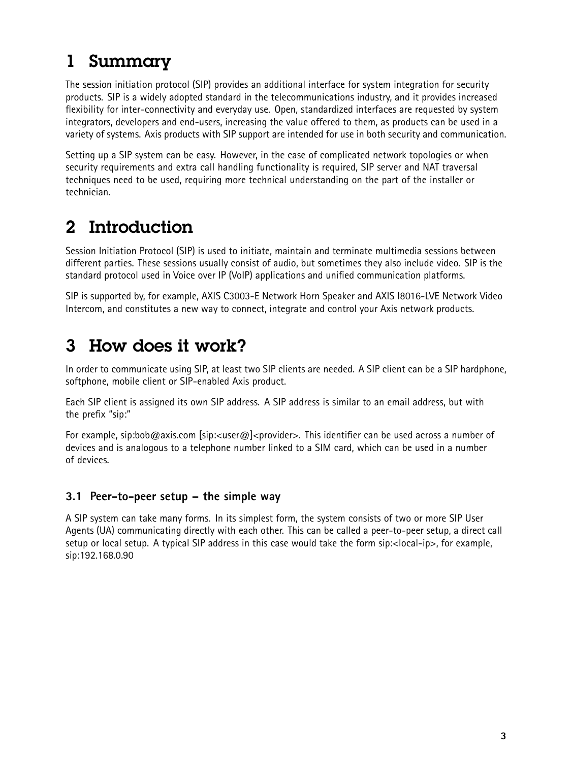# 1 Summary

The session initiation protocol (SIP) provides an additional interface for system integration for security products. SIP is a widely adopted standard in the telecommunications industry, and it provides increased flexibility for inter-connectivity and everyday use. Open, standardized interfaces are requested by system integrators, developers and end-users, increasing the value offered to them, as products can be used in a variety of systems. Axis products with SIP support are intended for use in both security and communication.

Setting up a SIP system can be easy. However, in the case of complicated network topologies or when security requirements and extra call handling functionality is required, SIP server and NAT traversal techniques need to be used, requiring more technical understanding on the part of the installer or technician.

# 2 Introduction

Session Initiation Protocol (SIP) is used to initiate, maintain and terminate multimedia sessions between different parties. These sessions usually consist of audio, but sometimes they also include video. SIP is the standard protocol used in Voice over IP (VoIP) applications and unified communication platforms.

SIP is supported by, for example, AXIS C3003-E Network Horn Speaker and AXIS I8016-LVE Network Video Intercom, and constitutes a new way to connect, integrate and control your Axis network products.

# 3 How does it work?

In order to communicate using SIP, at least two SIP clients are needed. A SIP client can be a SIP hardphone, softphone, mobile client or SIP-enabled Axis product.

Each SIP client is assigned its own SIP address. A SIP address is similar to an email address, but with the prefix "sip:"

For example, sip:bob@axis.com [sip:<user@]<provider>. This identifier can be used across a number of devices and is analogous to a telephone number linked to a SIM card, which can be used in a number of devices.

## 3.1 Peer-to-peer setup – the simple way

A SIP system can take many forms. In its simplest form, the system consists of two or more SIP User Agents (UA) communicating directly with each other. This can be called a peer-to-peer setup, a direct call setup or local setup. A typical SIP address in this case would take the form sip:<local-ip>, for example, sip:192.168.0.90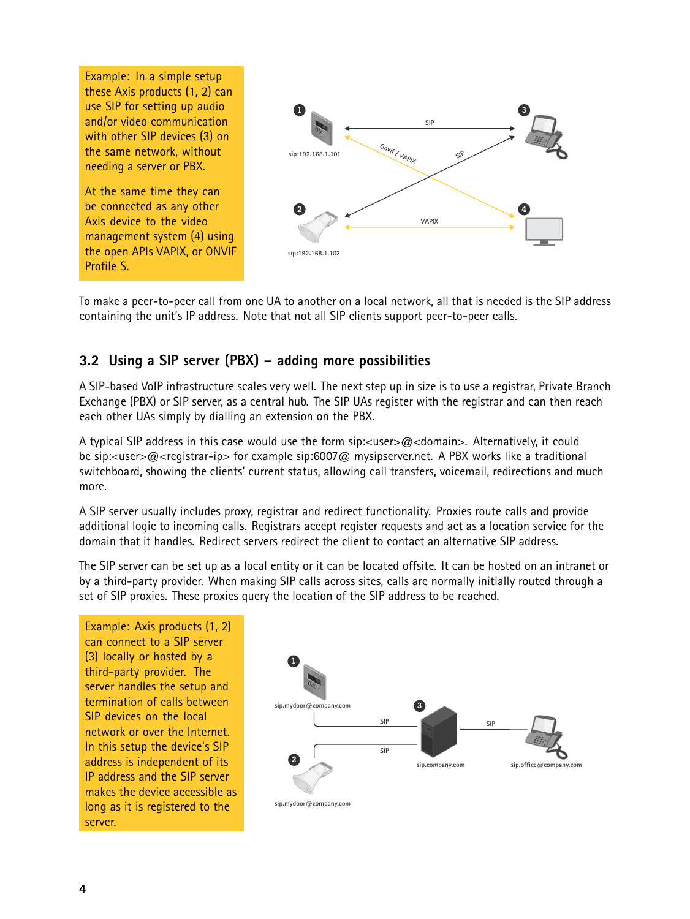Example: In a simple setup these Axis products (1, 2) can use SIP for setting up audio and/or video communication with other SIP devices (3) on the same network, without needing a server or PBX.

At the same time they can be connected as any other Axis device to the video management system (4) using the open APIs VAPIX, or ONVIF Profile S.

To make a peer-to-peer call from one UA to another on a local network, all that is needed is the SIP address containing the unit's IP address. Note that not all SIP clients support peer-to-peer calls.

## 3.2 Using a SIP server (PBX) – adding more possibilities

A SIP-based VoIP infrastructure scales very well. The next step up in size is to use a registrar, Private Branch Exchange (PBX) or SIP server, as a central hub. The SIP UAs register with the registrar and can then reach each other UAs simply by dialling an extension on the PBX.

A typical SIP address in this case would use the form sip:<user>@<domain>. Alternatively, it could be sip:<user>@<registrar-ip> for example sip:6007@ mysipserver.net. A PBX works like a traditional switchboard, showing the clients' current status, allowing call transfers, voicemail, redirections and much more.

A SIP server usually includes proxy, registrar and redirect functionality. Proxies route calls and provide additional logic to incoming calls. Registrars accept register requests and act as a location service for the domain that it handles. Redirect servers redirect the client to contact an alternative SIP address.

The SIP server can be set up as a local entity or it can be located offsite. It can be hosted on an intranet or by a third-party provider. When making SIP calls across sites, calls are normally initially routed through a set of SIP proxies. These proxies query the location of the SIP address to be reached.

Example: Axis products (1, 2) can connect to a SIP server (3) locally or hosted by a third-party provider. The server handles the setup and termination of calls between SIP devices on the local network or over the Internet. In this setup the device's SIP address is independent of its IP address and the SIP server makes the device accessible as long as it is registered to the server.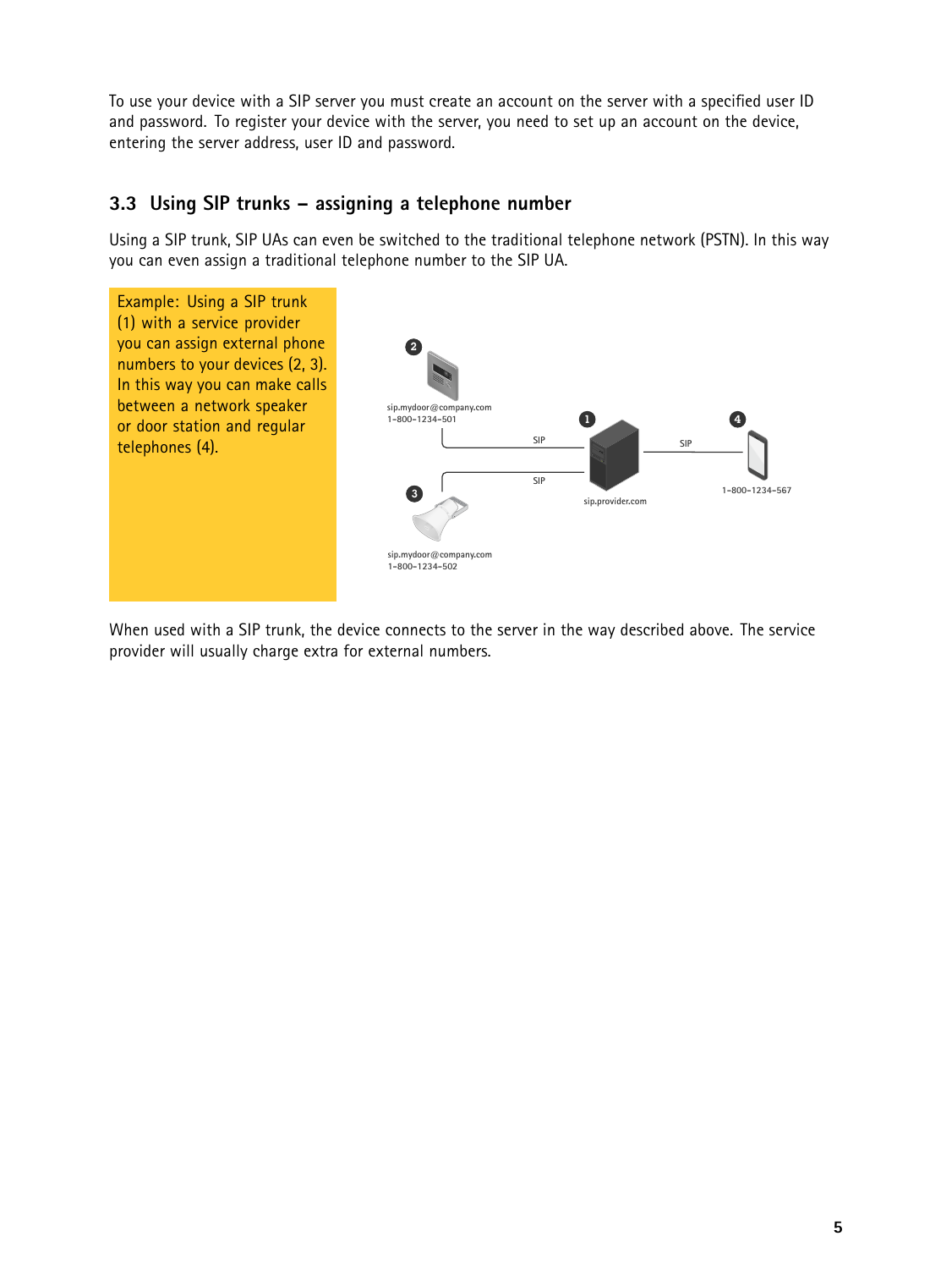To use your device with a SIP server you must create an account on the server with a specified user ID and password. To register your device with the server, you need to set up an account on the device, entering the server address, user ID and password.

## 3.3 Using SIP trunks – assigning a telephone number

Using a SIP trunk, SIP UAs can even be switched to the traditional telephone network (PSTN). In this way you can even assign a traditional telephone number to the SIP UA.

Example: Using a SIP trunk (1) with a service provider you can assign external phone numbers to your devices (2, 3). In this way you can make calls between a network speaker or door station and regular telephones (4).

When used with a SIP trunk, the device connects to the server in the way described above. The service provider will usually charge extra for external numbers.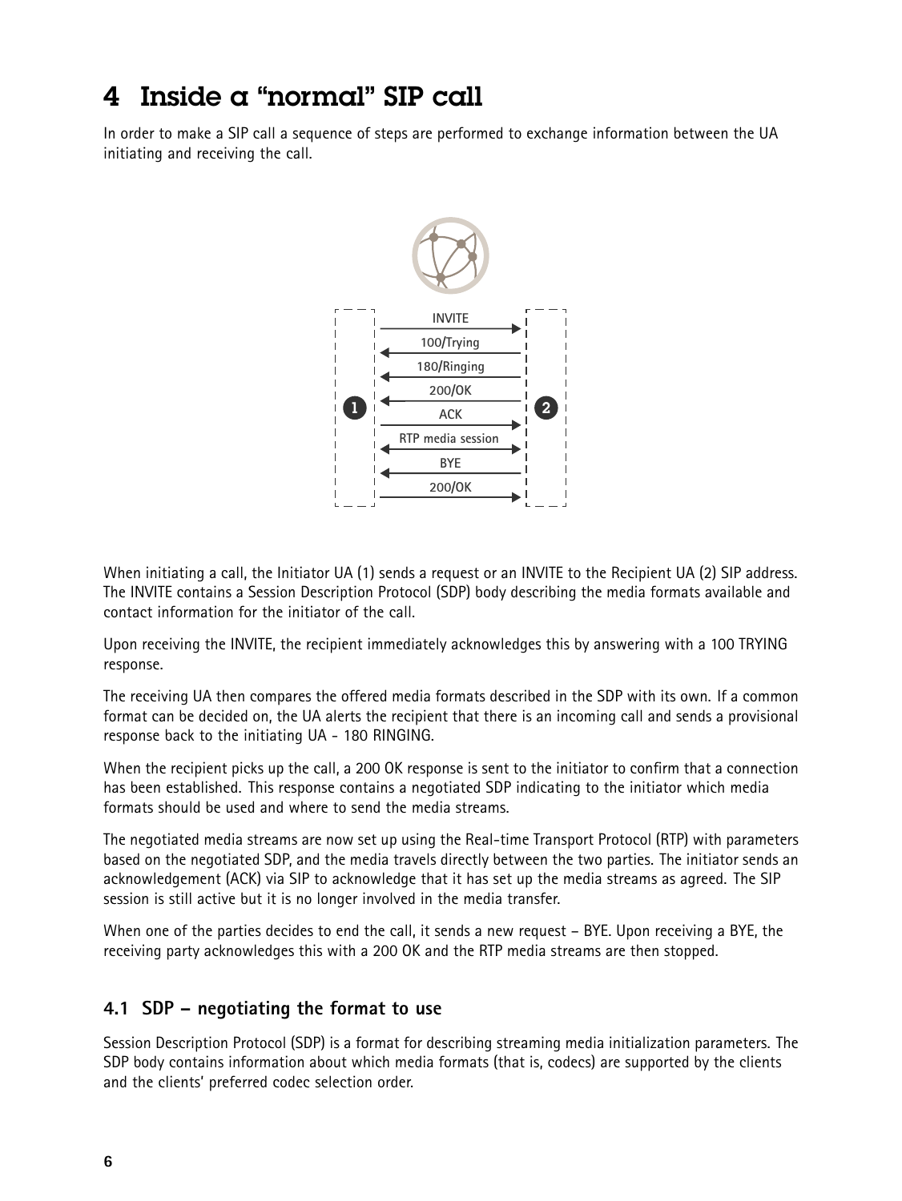# 4 Inside a "normal" SIP call

In order to make a SIP call a sequence of steps are performed to exchange information between the UA initiating and receiving the call.

When initiating a call, the Initiator UA (1) sends a request or an INVITE to the Recipient UA (2) SIP address. The INVITE contains a Session Description Protocol (SDP) body describing the media formats available and contact information for the initiator of the call.

Upon receiving the INVITE, the recipient immediately acknowledges this by answering with a 100 TRYING response.

The receiving UA then compares the offered media formats described in the SDP with its own. If a common format can be decided on, the UA alerts the recipient that there is an incoming call and sends a provisional response back to the initiating UA - 180 RINGING.

When the recipient picks up the call, a 200 OK response is sent to the initiator to confirm that a connection has been established. This response contains a negotiated SDP indicating to the initiator which media formats should be used and where to send the media streams.

The negotiated media streams are now set up using the Real-time Transport Protocol (RTP) with parameters based on the negotiated SDP, and the media travels directly between the two parties. The initiator sends an acknowledgement (ACK) via SIP to acknowledge that it has set up the media streams as agreed. The SIP session is still active but it is no longer involved in the media transfer.

When one of the parties decides to end the call, it sends a new request – BYE. Upon receiving a BYE, the receiving party acknowledges this with a 200 OK and the RTP media streams are then stopped.

## 4.1 SDP – negotiating the format to use

Session Description Protocol (SDP) is a format for describing streaming media initialization parameters. The SDP body contains information about which media formats (that is, codecs) are supported by the clients and the clients' preferred codec selection order.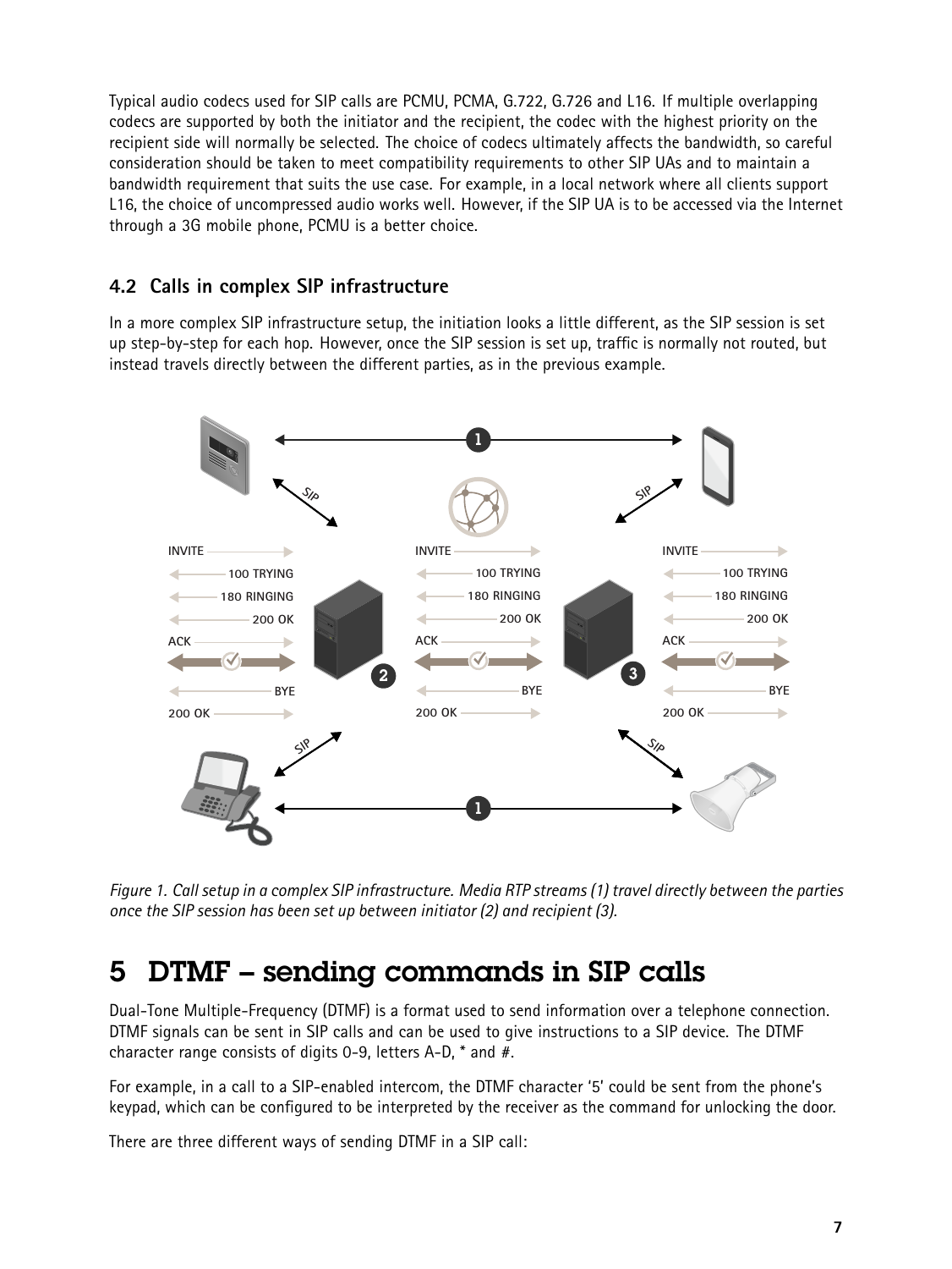Typical audio codecs used for SIP calls are PCMU, PCMA, G.722, G.726 and L16. If multiple overlapping codecs are supported by both the initiator and the recipient, the codec with the highest priority on the recipient side will normally be selected. The choice of codecs ultimately affects the bandwidth, so careful consideration should be taken to meet compatibility requirements to other SIP UAs and to maintain a bandwidth requirement that suits the use case. For example, in a local network where all clients support L16, the choice of uncompressed audio works well. However, if the SIP UA is to be accessed via the Internet through a 3G mobile phone, PCMU is a better choice.

### 4.2 Calls in complex SIP infrastructure

In a more complex SIP infrastructure setup, the initiation looks a little different, as the SIP session is set up step-by-step for each hop. However, once the SIP session is set up, traffic is normally not routed, but instead travels directly between the different parties, as in the previous example.

*Figure 1. Call setup in a complex SIP infrastructure. Media RTP streams (1) travel directly between the parties once the SIP session has been set up between initiator (2) and recipient (3).*

## 5 DTMF – sending commands in SIP calls

Dual-Tone Multiple-Frequency (DTMF) is a format used to send information over a telephone connection. DTMF signals can be sent in SIP calls and can be used to give instructions to a SIP device. The DTMF character range consists of digits 0-9, letters A-D, * and #.

For example, in a call to a SIP-enabled intercom, the DTMF character '5' could be sent from the phone's keypad, which can be configured to be interpreted by the receiver as the command for unlocking the door.

There are three different ways of sending DTMF in a SIP call: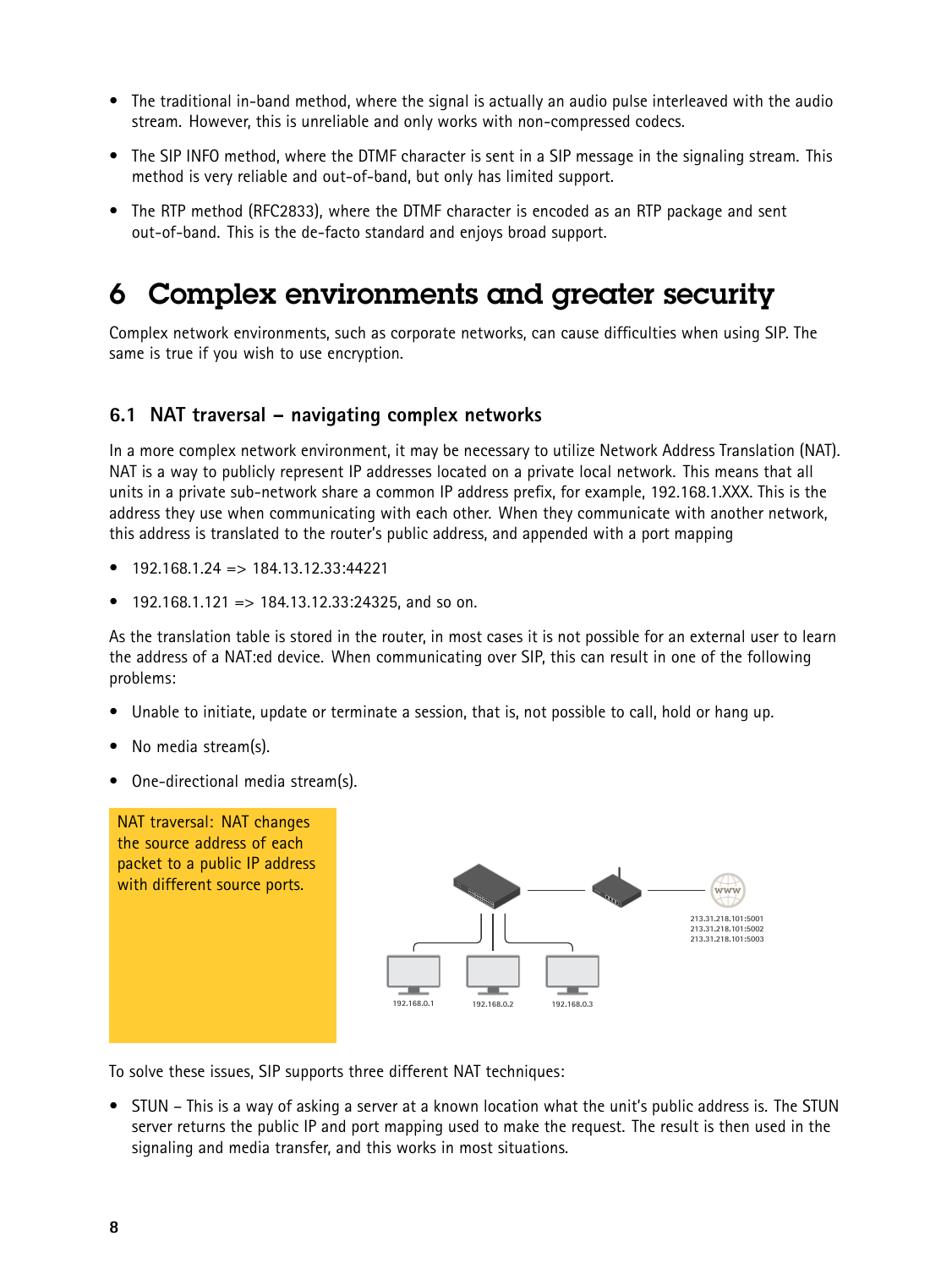- The traditional in-band method, where the signal is actually an audio pulse interleaved with the audio stream. However, this is unreliable and only works with non-compressed codecs.
- The SIP INFO method, where the DTMF character is sent in a SIP message in the signaling stream. This method is very reliable and out-of-band, but only has limited support.
- The RTP method (RFC2833), where the DTMF character is encoded as an RTP package and sent out-of-band. This is the de-facto standard and enjoys broad support.

# 6 Complex environments and greater security

Complex network environments, such as corporate networks, can cause difficulties when using SIP. The same is true if you wish to use encryption.

## 6.1 NAT traversal – navigating complex networks

In a more complex network environment, it may be necessary to utilize Network Address Translation (NAT). NAT is a way to publicly represent IP addresses located on a private local network. This means that all units in a private sub-network share a common IP address prefix, for example, 192.168.1.XXX. This is the address they use when communicating with each other. When they communicate with another network, this address is translated to the router's public address, and appended with a port mapping

- 192.168.1.24 => 184.13.12.33:44221
- 192.168.1.121 => 184.13.12.33:24325, and so on.

As the translation table is stored in the router, in most cases it is not possible for an external user to learn the address of a NAT:ed device. When communicating over SIP, this can result in one of the following problems:

- Unable to initiate, update or terminate a session, that is, not possible to call, hold or hang up.
- No media stream(s).
- One-directional media stream(s).

NAT traversal: NAT changes the source address of each packet to a public IP address with different source ports.

192.168.0.1
192.168.0.2
192.168.0.3
213.31.218.101:5001
213.31.218.101:5002
213.31.218.101:5003

To solve these issues, SIP supports three different NAT techniques:

- STUN – This is a way of asking a server at a known location what the unit's public address is. The STUN server returns the public IP and port mapping used to make the request. The result is then used in the signaling and media transfer, and this works in most situations.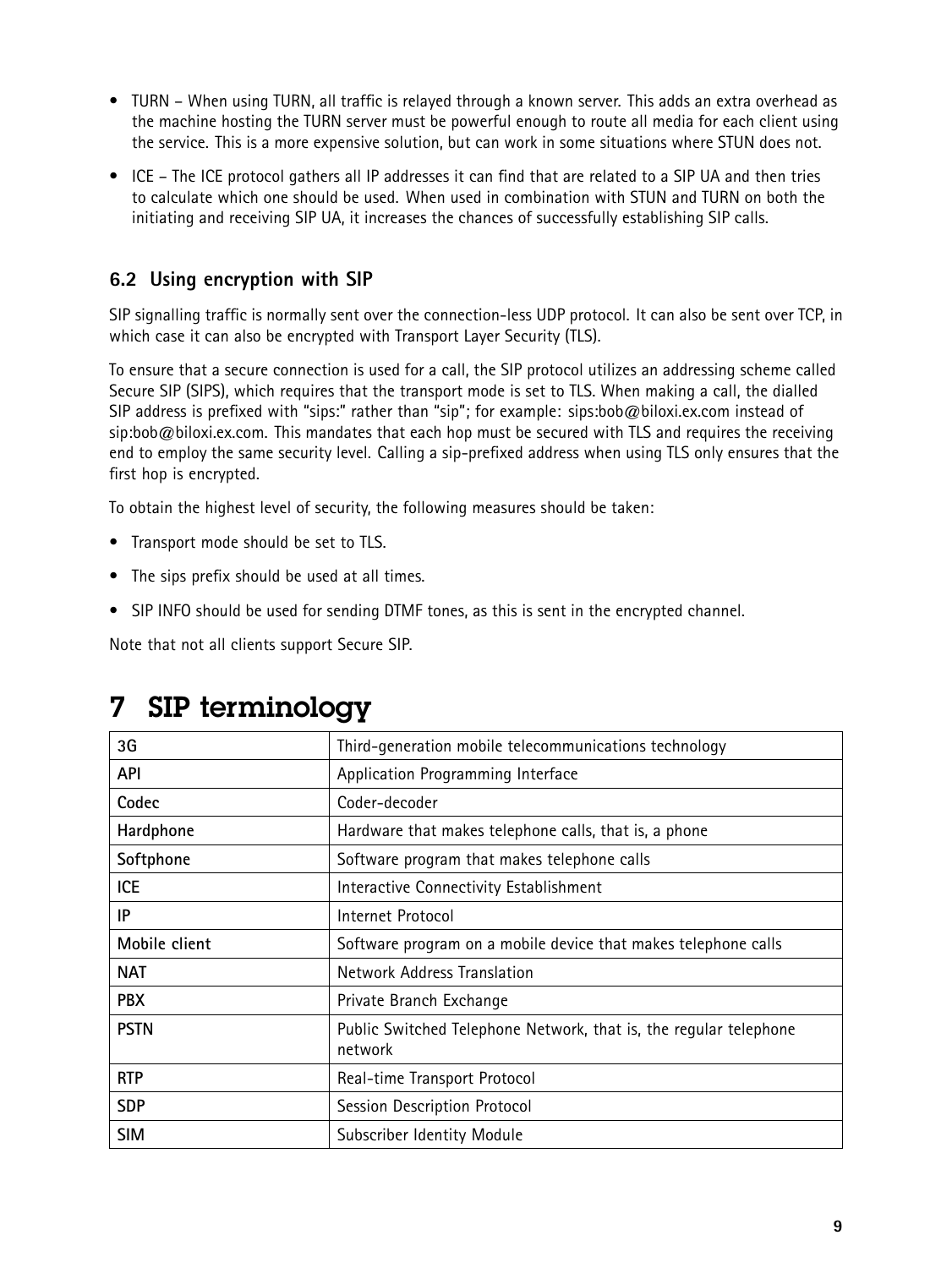- TURN – When using TURN, all traffic is relayed through a known server. This adds an extra overhead as the machine hosting the TURN server must be powerful enough to route all media for each client using the service. This is a more expensive solution, but can work in some situations where STUN does not.
- ICE – The ICE protocol gathers all IP addresses it can find that are related to a SIP UA and then tries to calculate which one should be used. When used in combination with STUN and TURN on both the initiating and receiving SIP UA, it increases the chances of successfully establishing SIP calls.

### 6.2 Using encryption with SIP

SIP signalling traffic is normally sent over the connection-less UDP protocol. It can also be sent over TCP, in which case it can also be encrypted with Transport Layer Security (TLS).

To ensure that a secure connection is used for a call, the SIP protocol utilizes an addressing scheme called Secure SIP (SIPS), which requires that the transport mode is set to TLS. When making a call, the dialled SIP address is prefixed with “sips:” rather than “sip”; for example: sips:bob@biloxi.ex.com instead of sip:bob@biloxi.ex.com. This mandates that each hop must be secured with TLS and requires the receiving end to employ the same security level. Calling a sip-prefixed address when using TLS only ensures that the first hop is encrypted.

To obtain the highest level of security, the following measures should be taken:

- Transport mode should be set to TLS.
- The sips prefix should be used at all times.
- SIP INFO should be used for sending DTMF tones, as this is sent in the encrypted channel.

Note that not all clients support Secure SIP.

# 7 SIP terminology

| | |
|---|---|
| **3G** | Third-generation mobile telecommunications technology |
| **API** | Application Programming Interface |
| **Codec** | Coder-decoder |
| **Hardphone** | Hardware that makes telephone calls, that is, a phone |
| **Softphone** | Software program that makes telephone calls |
| **ICE** | Interactive Connectivity Establishment |
| **IP** | Internet Protocol |
| **Mobile client** | Software program on a mobile device that makes telephone calls |
| **NAT** | Network Address Translation |
| **PBX** | Private Branch Exchange |
| **PSTN** | Public Switched Telephone Network, that is, the regular telephone network |
| **RTP** | Real-time Transport Protocol |
| **SDP** | Session Description Protocol |
| **SIM** | Subscriber Identity Module |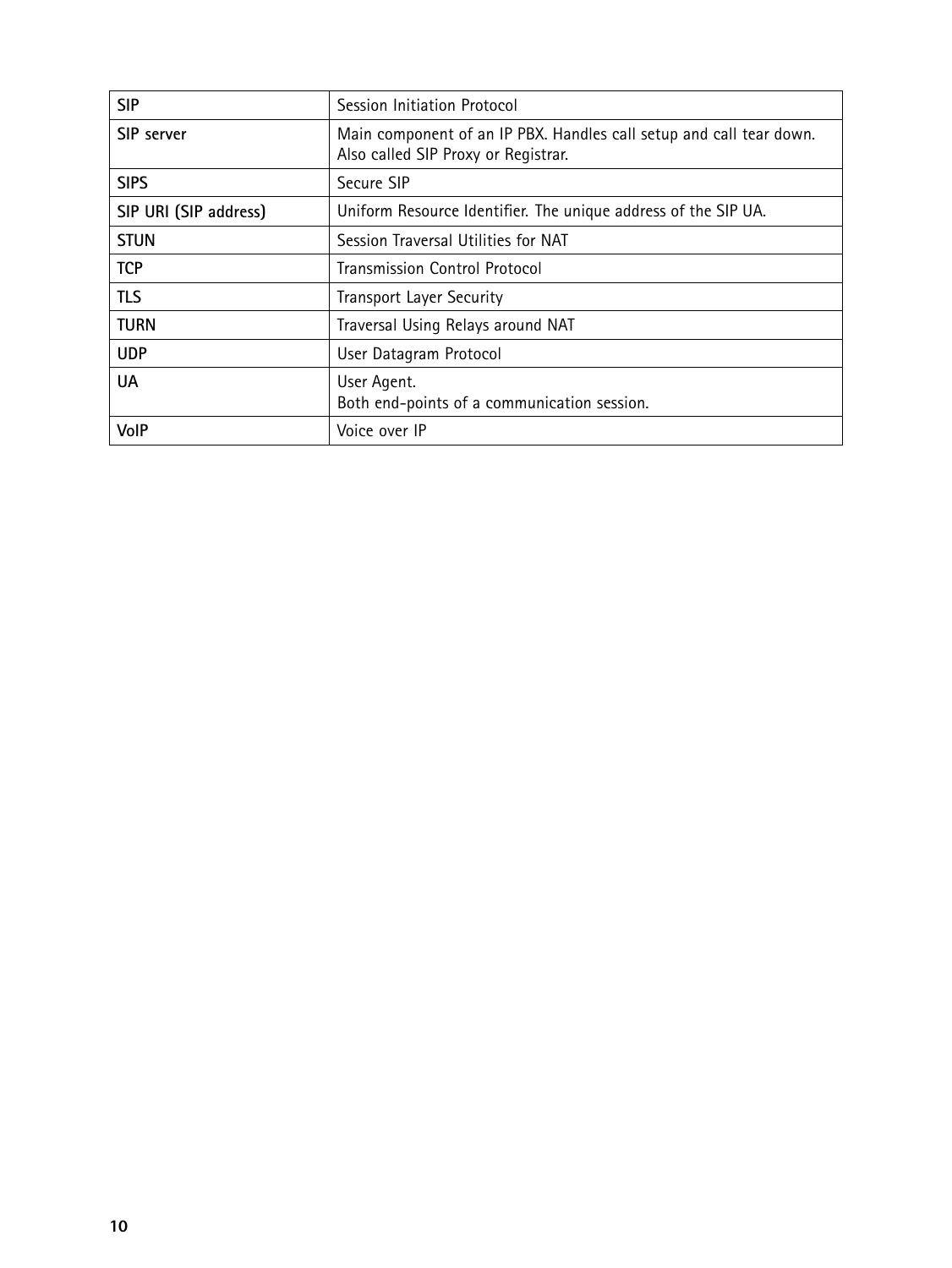| **SIP** | Session Initiation Protocol |
|---|---|
| **SIP server** | Main component of an IP PBX. Handles call setup and call tear down.<br>Also called SIP Proxy or Registrar. |
| **SIPS** | Secure SIP |
| **SIP URI (SIP address)** | Uniform Resource Identifier. The unique address of the SIP UA. |
| **STUN** | Session Traversal Utilities for NAT |
| **TCP** | Transmission Control Protocol |
| **TLS** | Transport Layer Security |
| **TURN** | Traversal Using Relays around NAT |
| **UDP** | User Datagram Protocol |
| **UA** | User Agent.<br>Both end-points of a communication session. |
| **VoIP** | Voice over IP |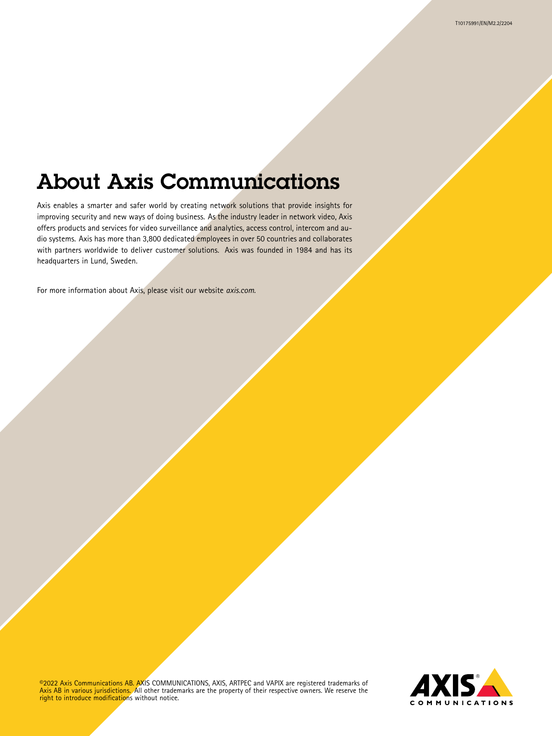T10175991/EN/M2.2/2204

# About Axis Communications

Axis enables a smarter and safer world by creating network solutions that provide insights for improving security and new ways of doing business. As the industry leader in network video, Axis offers products and services for video surveillance and analytics, access control, intercom and audio systems. Axis has more than 3,800 dedicated employees in over 50 countries and collaborates with partners worldwide to deliver customer solutions. Axis was founded in 1984 and has its headquarters in Lund, Sweden.

For more information about Axis, please visit our website *axis.com*.

©2022 Axis Communications AB. AXIS COMMUNICATIONS, AXIS, ARTPEC and VAPIX are registered trademarks of Axis AB in various jurisdictions. All other trademarks are the property of their respective owners. We reserve the right to introduce modifications without notice.

AXIS® COMMUNICATIONS